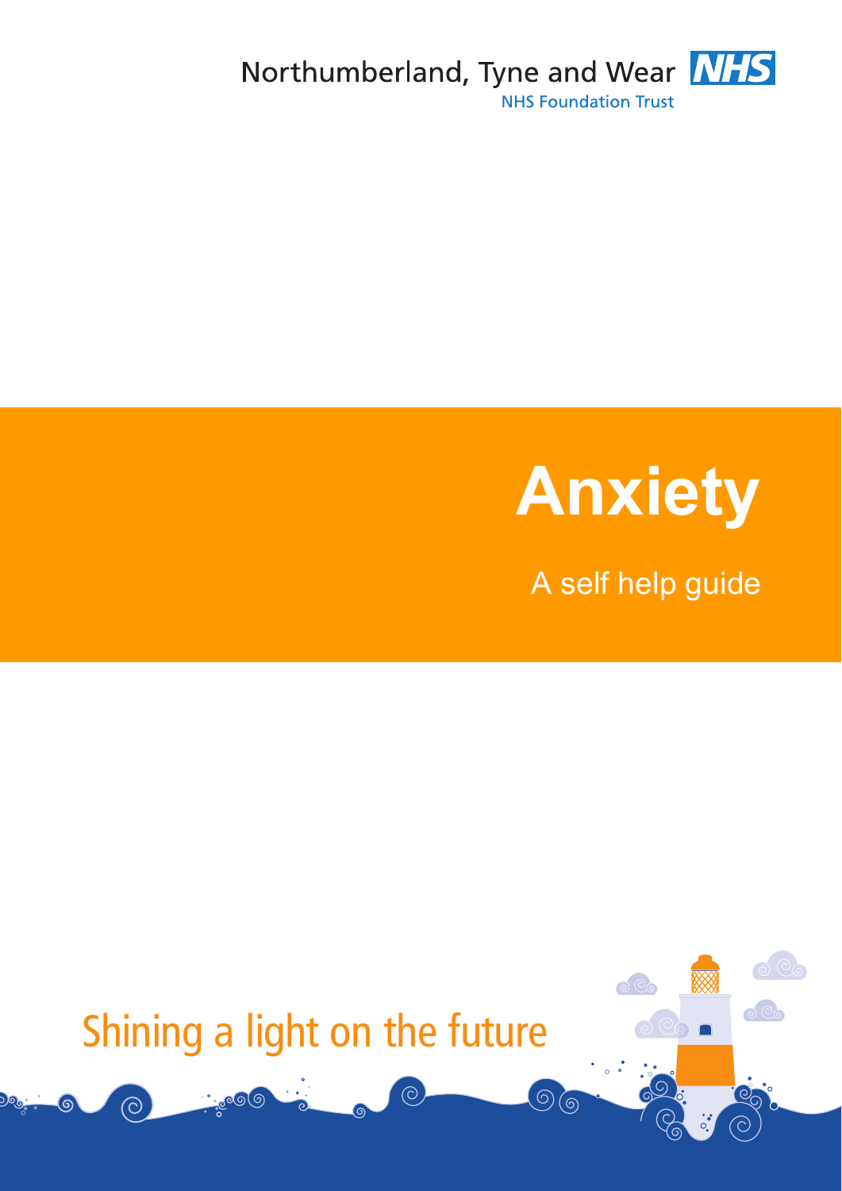Northumberland, Tyne and Wear NHS

NHS Foundation Trust

# Anxiety

A self help guide

Shining a light on the future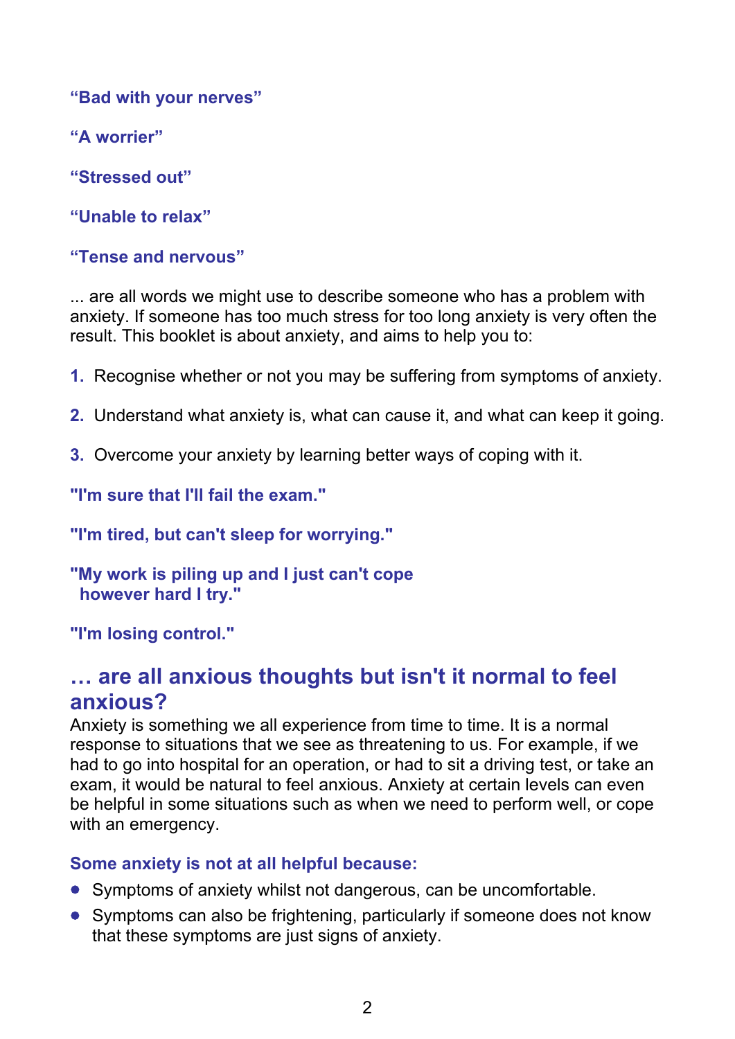**“Bad with your nerves”**

**“A worrier”**

**“Stressed out”**

**“Unable to relax”**

**“Tense and nervous”**

... are all words we might use to describe someone who has a problem with anxiety. If someone has too much stress for too long anxiety is very often the result. This booklet is about anxiety, and aims to help you to:

1. Recognise whether or not you may be suffering from symptoms of anxiety.
2. Understand what anxiety is, what can cause it, and what can keep it going.
3. Overcome your anxiety by learning better ways of coping with it.

**"I'm sure that I'll fail the exam."**

**"I'm tired, but can't sleep for worrying."**

**"My work is piling up and I just can't cope however hard I try."**

**"I'm losing control."**

## … are all anxious thoughts but isn't it normal to feel anxious?

Anxiety is something we all experience from time to time. It is a normal response to situations that we see as threatening to us. For example, if we had to go into hospital for an operation, or had to sit a driving test, or take an exam, it would be natural to feel anxious. Anxiety at certain levels can even be helpful in some situations such as when we need to perform well, or cope with an emergency.

**Some anxiety is not at all helpful because:**

- Symptoms of anxiety whilst not dangerous, can be uncomfortable.
- Symptoms can also be frightening, particularly if someone does not know that these symptoms are just signs of anxiety.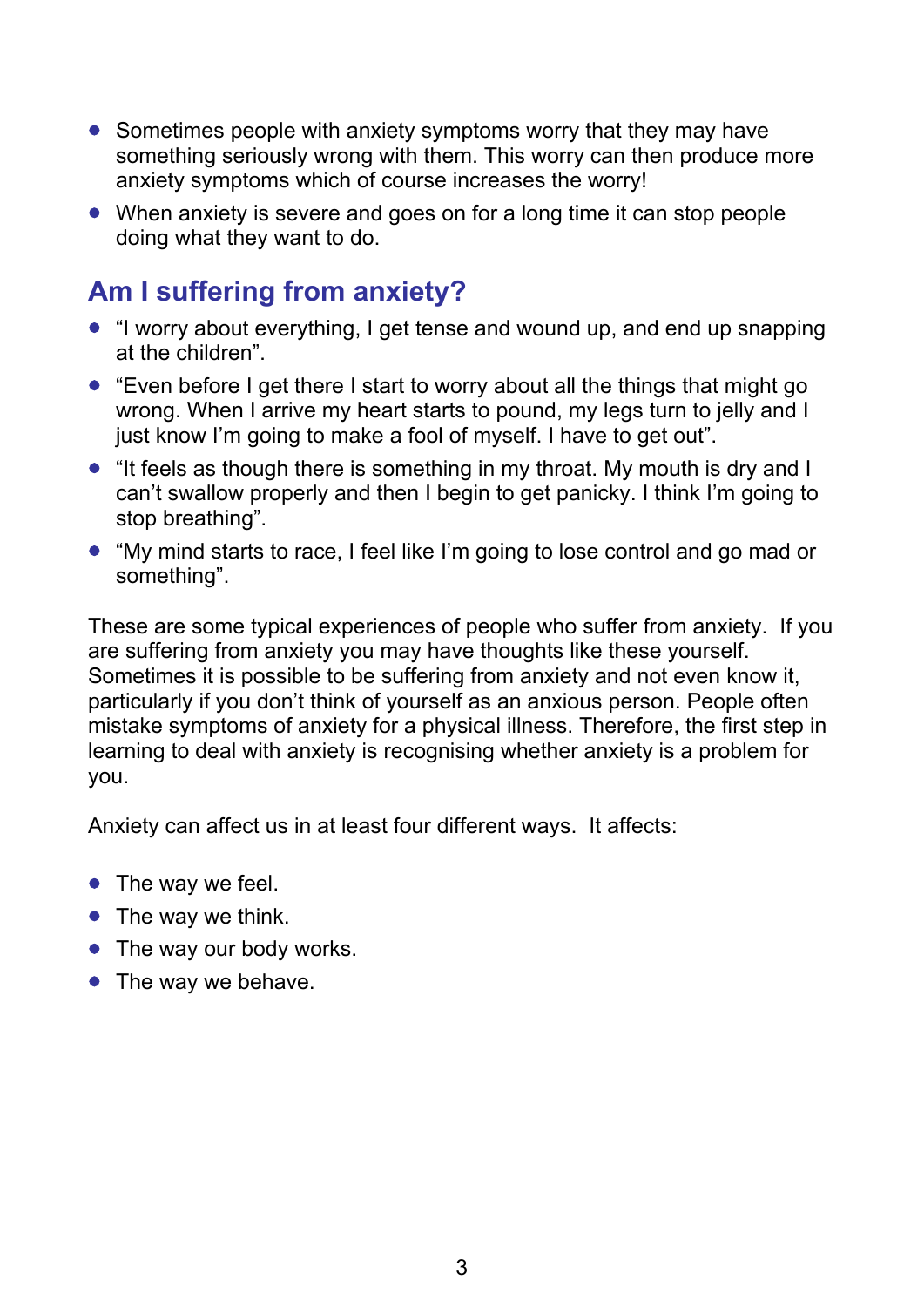- Sometimes people with anxiety symptoms worry that they may have something seriously wrong with them. This worry can then produce more anxiety symptoms which of course increases the worry!
- When anxiety is severe and goes on for a long time it can stop people doing what they want to do.

## Am I suffering from anxiety?

- "I worry about everything, I get tense and wound up, and end up snapping at the children".
- "Even before I get there I start to worry about all the things that might go wrong. When I arrive my heart starts to pound, my legs turn to jelly and I just know I'm going to make a fool of myself. I have to get out".
- "It feels as though there is something in my throat. My mouth is dry and I can't swallow properly and then I begin to get panicky. I think I'm going to stop breathing".
- "My mind starts to race, I feel like I'm going to lose control and go mad or something".

These are some typical experiences of people who suffer from anxiety. If you are suffering from anxiety you may have thoughts like these yourself. Sometimes it is possible to be suffering from anxiety and not even know it, particularly if you don't think of yourself as an anxious person. People often mistake symptoms of anxiety for a physical illness. Therefore, the first step in learning to deal with anxiety is recognising whether anxiety is a problem for you.

Anxiety can affect us in at least four different ways. It affects:

- The way we feel.
- The way we think.
- The way our body works.
- The way we behave.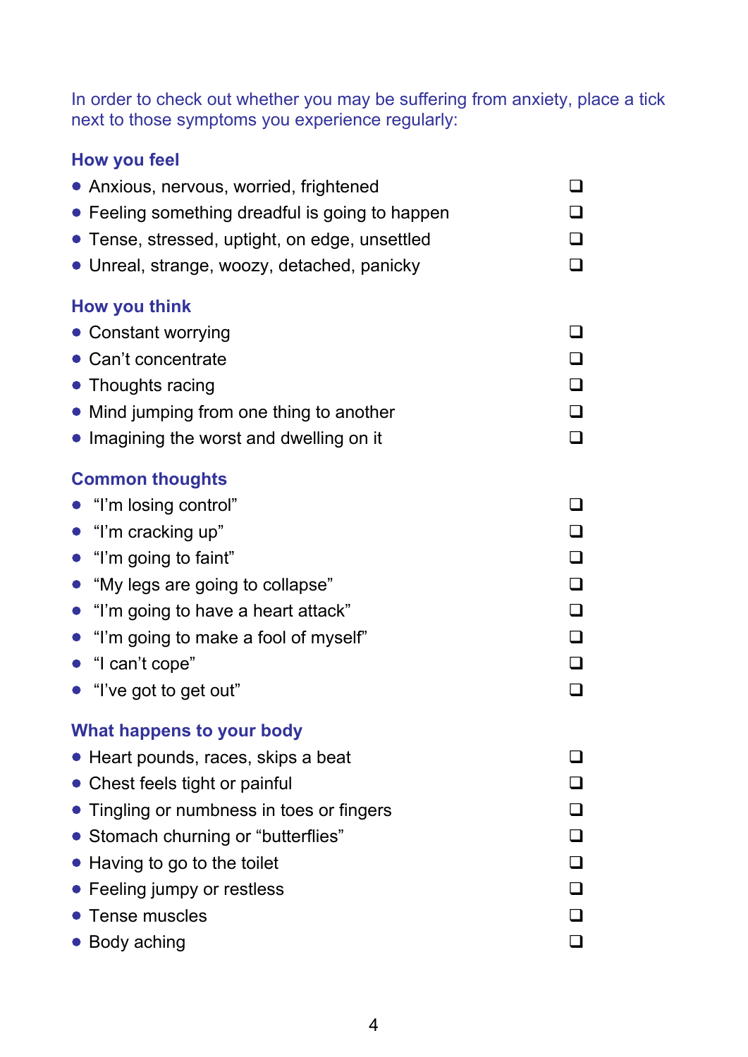In order to check out whether you may be suffering from anxiety, place a tick next to those symptoms you experience regularly:

### How you feel

- Anxious, nervous, worried, frightened ❑
- Feeling something dreadful is going to happen ❑
- Tense, stressed, uptight, on edge, unsettled ❑
- Unreal, strange, woozy, detached, panicky ❑

### How you think

- Constant worrying ❑
- Can't concentrate ❑
- Thoughts racing ❑
- Mind jumping from one thing to another ❑
- Imagining the worst and dwelling on it ❑

### Common thoughts

- "I'm losing control" ❑
- "I'm cracking up" ❑
- "I'm going to faint" ❑
- "My legs are going to collapse" ❑
- "I'm going to have a heart attack" ❑
- "I'm going to make a fool of myself" ❑
- "I can't cope" ❑
- "I've got to get out" ❑

### What happens to your body

- Heart pounds, races, skips a beat ❑
- Chest feels tight or painful ❑
- Tingling or numbness in toes or fingers ❑
- Stomach churning or "butterflies" ❑
- Having to go to the toilet ❑
- Feeling jumpy or restless ❑
- Tense muscles ❑
- Body aching ❑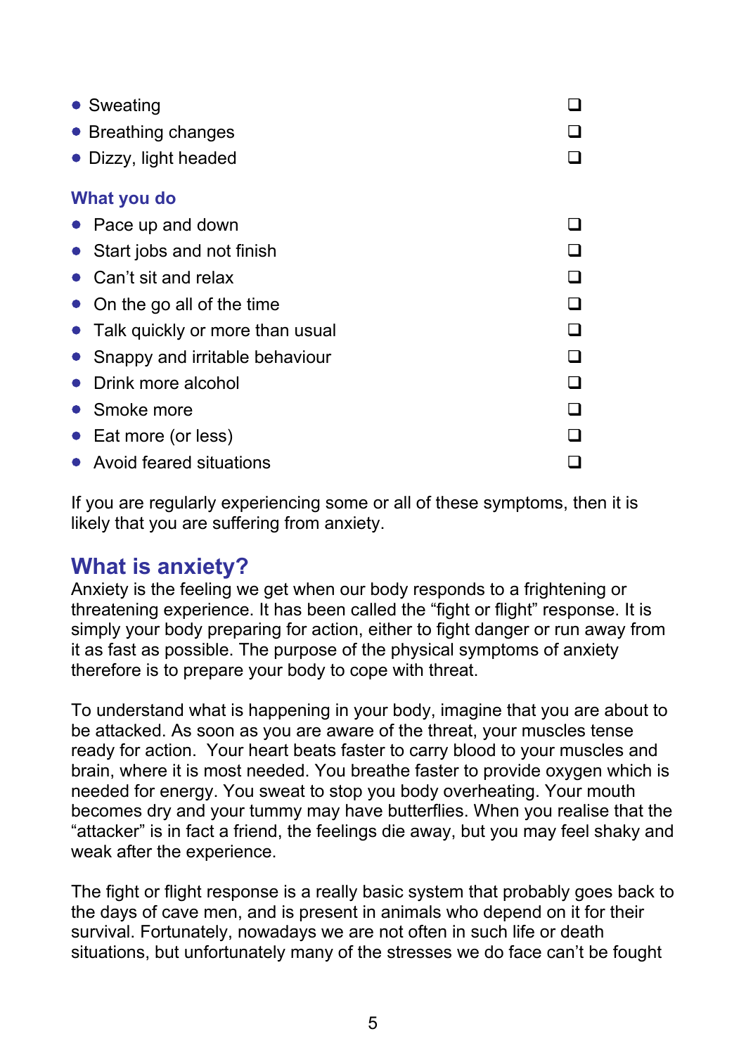- Sweating ☐
- Breathing changes ☐
- Dizzy, light headed ☐

### What you do

- Pace up and down ☐
- Start jobs and not finish ☐
- Can't sit and relax ☐
- On the go all of the time ☐
- Talk quickly or more than usual ☐
- Snappy and irritable behaviour ☐
- Drink more alcohol ☐
- Smoke more ☐
- Eat more (or less) ☐
- Avoid feared situations ☐

If you are regularly experiencing some or all of these symptoms, then it is likely that you are suffering from anxiety.

## What is anxiety?

Anxiety is the feeling we get when our body responds to a frightening or threatening experience. It has been called the "fight or flight" response. It is simply your body preparing for action, either to fight danger or run away from it as fast as possible. The purpose of the physical symptoms of anxiety therefore is to prepare your body to cope with threat.

To understand what is happening in your body, imagine that you are about to be attacked. As soon as you are aware of the threat, your muscles tense ready for action. Your heart beats faster to carry blood to your muscles and brain, where it is most needed. You breathe faster to provide oxygen which is needed for energy. You sweat to stop you body overheating. Your mouth becomes dry and your tummy may have butterflies. When you realise that the "attacker" is in fact a friend, the feelings die away, but you may feel shaky and weak after the experience.

The fight or flight response is a really basic system that probably goes back to the days of cave men, and is present in animals who depend on it for their survival. Fortunately, nowadays we are not often in such life or death situations, but unfortunately many of the stresses we do face can't be fought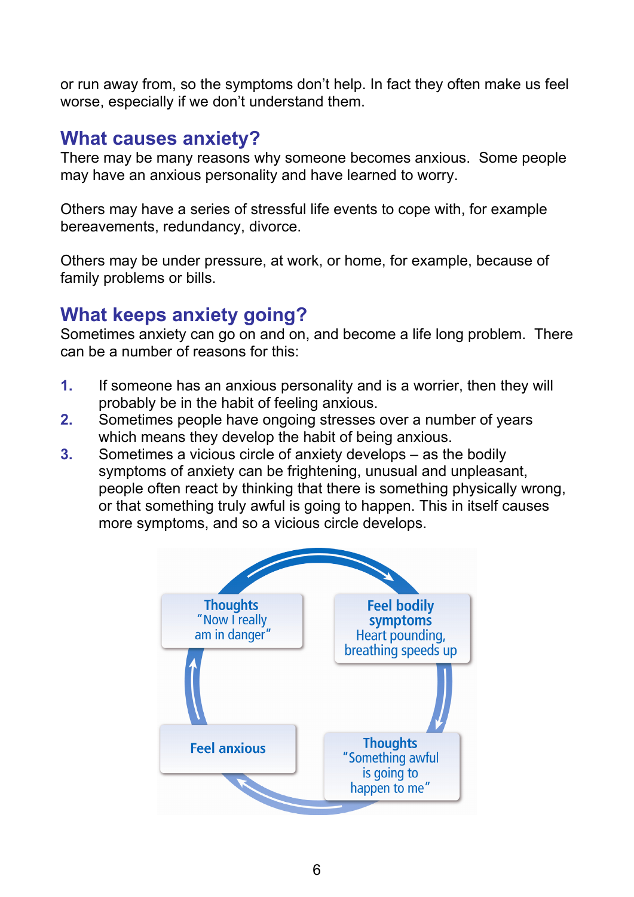or run away from, so the symptoms don't help. In fact they often make us feel worse, especially if we don't understand them.

## What causes anxiety?

There may be many reasons why someone becomes anxious. Some people may have an anxious personality and have learned to worry.

Others may have a series of stressful life events to cope with, for example bereavements, redundancy, divorce.

Others may be under pressure, at work, or home, for example, because of family problems or bills.

## What keeps anxiety going?

Sometimes anxiety can go on and on, and become a life long problem. There can be a number of reasons for this:

1. If someone has an anxious personality and is a worrier, then they will probably be in the habit of feeling anxious.
2. Sometimes people have ongoing stresses over a number of years which means they develop the habit of being anxious.
3. Sometimes a vicious circle of anxiety develops – as the bodily symptoms of anxiety can be frightening, unusual and unpleasant, people often react by thinking that there is something physically wrong, or that something truly awful is going to happen. This in itself causes more symptoms, and so a vicious circle develops.

**Thoughts**
"Now I really am in danger"

**Feel bodily symptoms**
Heart pounding, breathing speeds up

**Thoughts**
"Something awful is going to happen to me"

**Feel anxious**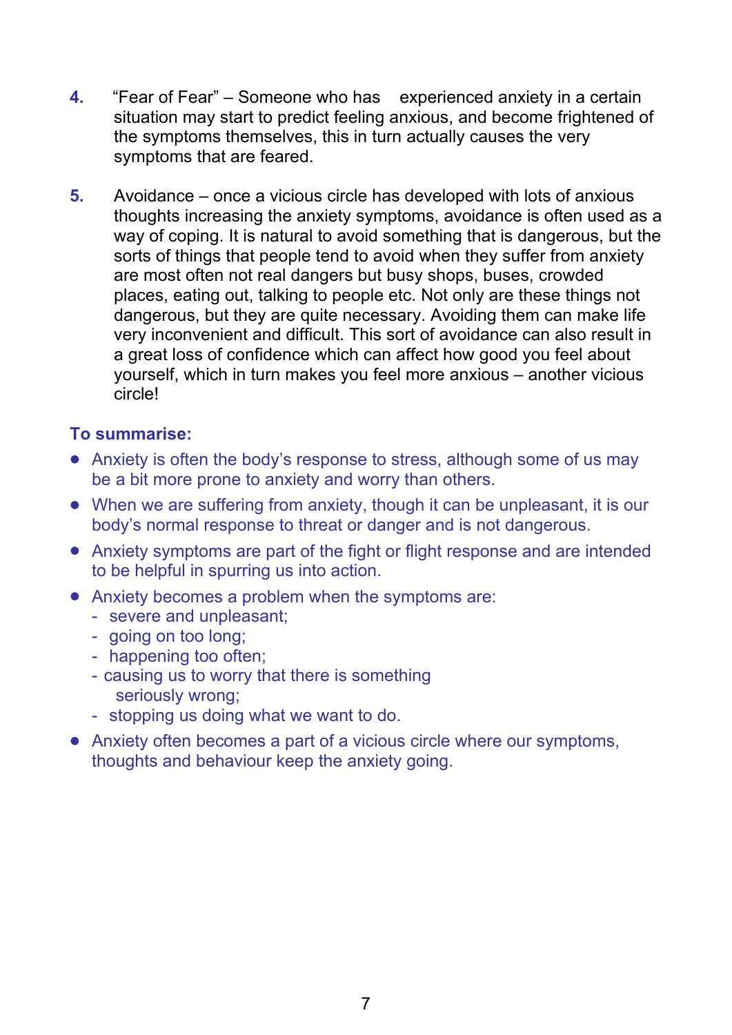4. "Fear of Fear" – Someone who has experienced anxiety in a certain situation may start to predict feeling anxious, and become frightened of the symptoms themselves, this in turn actually causes the very symptoms that are feared.

5. Avoidance – once a vicious circle has developed with lots of anxious thoughts increasing the anxiety symptoms, avoidance is often used as a way of coping. It is natural to avoid something that is dangerous, but the sorts of things that people tend to avoid when they suffer from anxiety are most often not real dangers but busy shops, buses, crowded places, eating out, talking to people etc. Not only are these things not dangerous, but they are quite necessary. Avoiding them can make life very inconvenient and difficult. This sort of avoidance can also result in a great loss of confidence which can affect how good you feel about yourself, which in turn makes you feel more anxious – another vicious circle!

**To summarise:**

- Anxiety is often the body's response to stress, although some of us may be a bit more prone to anxiety and worry than others.
- When we are suffering from anxiety, though it can be unpleasant, it is our body's normal response to threat or danger and is not dangerous.
- Anxiety symptoms are part of the fight or flight response and are intended to be helpful in spurring us into action.
- Anxiety becomes a problem when the symptoms are:
  - severe and unpleasant;
  - going on too long;
  - happening too often;
  - causing us to worry that there is something seriously wrong;
  - stopping us doing what we want to do.
- Anxiety often becomes a part of a vicious circle where our symptoms, thoughts and behaviour keep the anxiety going.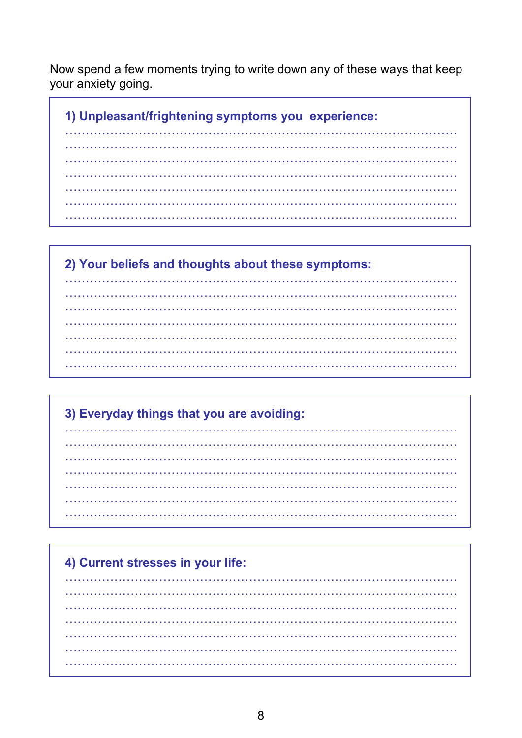Now spend a few moments trying to write down any of these ways that keep your anxiety going.

**1) Unpleasant/frightening symptoms you experience:**

..........................................................................................
..........................................................................................
..........................................................................................
..........................................................................................
..........................................................................................
..........................................................................................
..........................................................................................

**2) Your beliefs and thoughts about these symptoms:**

..........................................................................................
..........................................................................................
..........................................................................................
..........................................................................................
..........................................................................................
..........................................................................................
..........................................................................................

**3) Everyday things that you are avoiding:**

..........................................................................................
..........................................................................................
..........................................................................................
..........................................................................................
..........................................................................................
..........................................................................................
..........................................................................................

**4) Current stresses in your life:**

..........................................................................................
..........................................................................................
..........................................................................................
..........................................................................................
..........................................................................................
..........................................................................................
..........................................................................................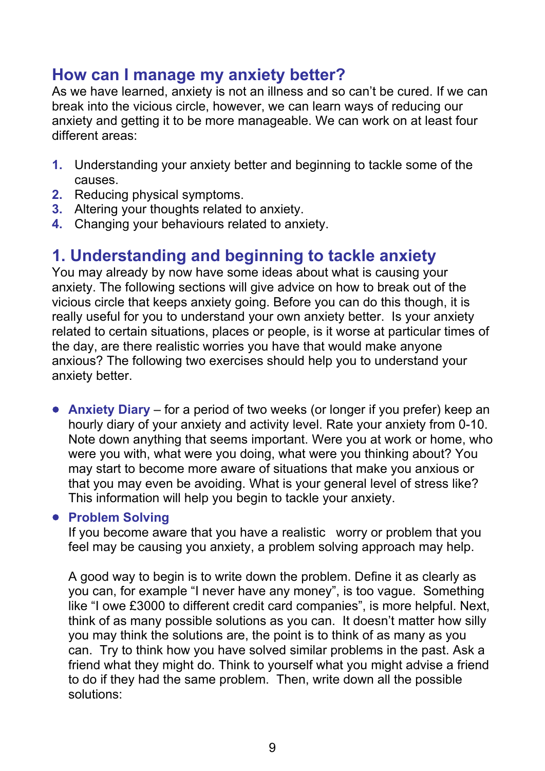## How can I manage my anxiety better?

As we have learned, anxiety is not an illness and so can't be cured. If we can break into the vicious circle, however, we can learn ways of reducing our anxiety and getting it to be more manageable. We can work on at least four different areas:

1. Understanding your anxiety better and beginning to tackle some of the causes.
2. Reducing physical symptoms.
3. Altering your thoughts related to anxiety.
4. Changing your behaviours related to anxiety.

## 1. Understanding and beginning to tackle anxiety

You may already by now have some ideas about what is causing your anxiety. The following sections will give advice on how to break out of the vicious circle that keeps anxiety going. Before you can do this though, it is really useful for you to understand your own anxiety better. Is your anxiety related to certain situations, places or people, is it worse at particular times of the day, are there realistic worries you have that would make anyone anxious? The following two exercises should help you to understand your anxiety better.

- **Anxiety Diary** – for a period of two weeks (or longer if you prefer) keep an hourly diary of your anxiety and activity level. Rate your anxiety from 0-10. Note down anything that seems important. Were you at work or home, who were you with, what were you doing, what were you thinking about? You may start to become more aware of situations that make you anxious or that you may even be avoiding. What is your general level of stress like? This information will help you begin to tackle your anxiety.

- **Problem Solving**
  If you become aware that you have a realistic worry or problem that you feel may be causing you anxiety, a problem solving approach may help.

  A good way to begin is to write down the problem. Define it as clearly as you can, for example "I never have any money", is too vague. Something like "I owe £3000 to different credit card companies", is more helpful. Next, think of as many possible solutions as you can. It doesn't matter how silly you may think the solutions are, the point is to think of as many as you can. Try to think how you have solved similar problems in the past. Ask a friend what they might do. Think to yourself what you might advise a friend to do if they had the same problem. Then, write down all the possible solutions: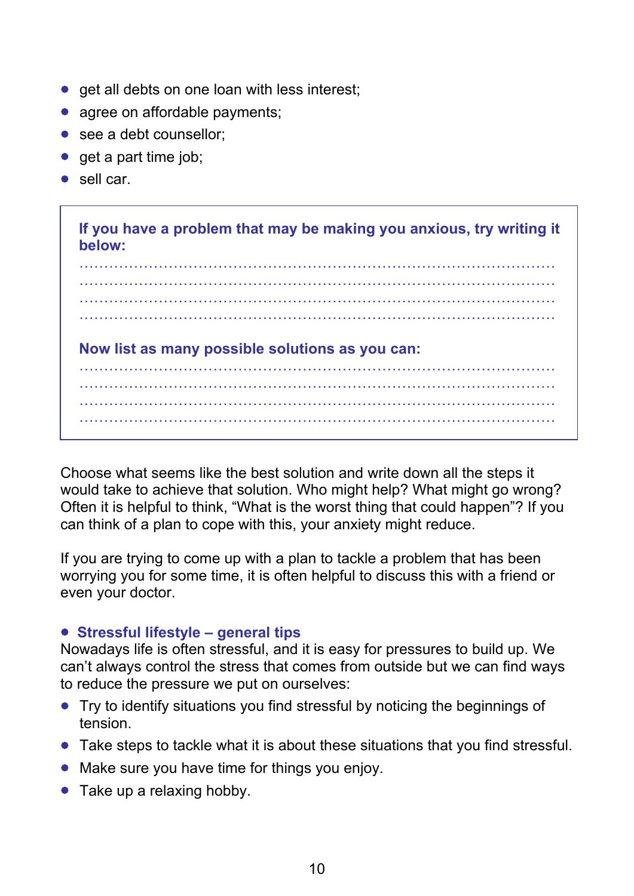- get all debts on one loan with less interest;
- agree on affordable payments;
- see a debt counsellor;
- get a part time job;
- sell car.

**If you have a problem that may be making you anxious, try writing it below:**

……………………………………………………………………………………
……………………………………………………………………………………
……………………………………………………………………………………
……………………………………………………………………………………

**Now list as many possible solutions as you can:**

……………………………………………………………………………………
……………………………………………………………………………………
……………………………………………………………………………………
……………………………………………………………………………………

Choose what seems like the best solution and write down all the steps it would take to achieve that solution. Who might help? What might go wrong? Often it is helpful to think, "What is the worst thing that could happen"? If you can think of a plan to cope with this, your anxiety might reduce.

If you are trying to come up with a plan to tackle a problem that has been worrying you for some time, it is often helpful to discuss this with a friend or even your doctor.

### • Stressful lifestyle – general tips

Nowadays life is often stressful, and it is easy for pressures to build up. We can't always control the stress that comes from outside but we can find ways to reduce the pressure we put on ourselves:

- Try to identify situations you find stressful by noticing the beginnings of tension.
- Take steps to tackle what it is about these situations that you find stressful.
- Make sure you have time for things you enjoy.
- Take up a relaxing hobby.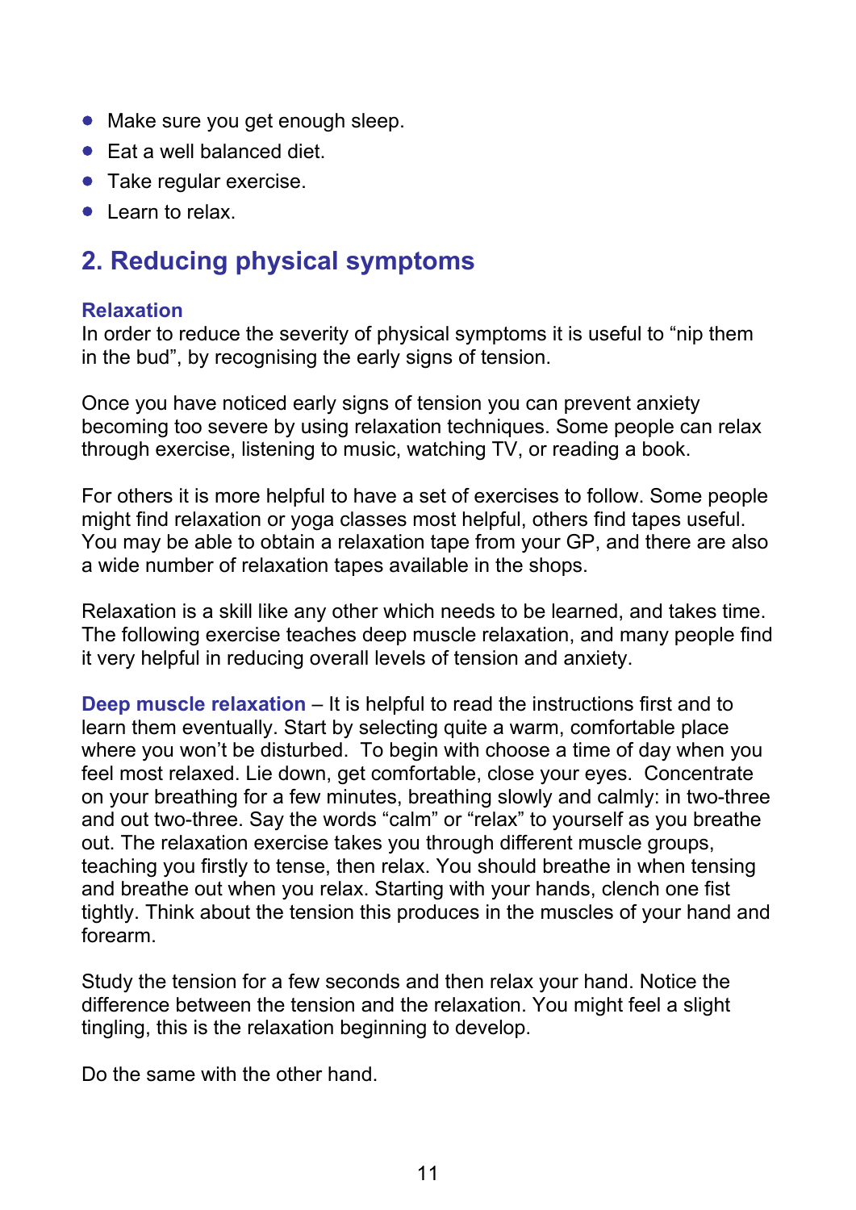- Make sure you get enough sleep.
- Eat a well balanced diet.
- Take regular exercise.
- Learn to relax.

## 2. Reducing physical symptoms

### Relaxation

In order to reduce the severity of physical symptoms it is useful to "nip them in the bud", by recognising the early signs of tension.

Once you have noticed early signs of tension you can prevent anxiety becoming too severe by using relaxation techniques. Some people can relax through exercise, listening to music, watching TV, or reading a book.

For others it is more helpful to have a set of exercises to follow. Some people might find relaxation or yoga classes most helpful, others find tapes useful. You may be able to obtain a relaxation tape from your GP, and there are also a wide number of relaxation tapes available in the shops.

Relaxation is a skill like any other which needs to be learned, and takes time. The following exercise teaches deep muscle relaxation, and many people find it very helpful in reducing overall levels of tension and anxiety.

**Deep muscle relaxation** – It is helpful to read the instructions first and to learn them eventually. Start by selecting quite a warm, comfortable place where you won't be disturbed. To begin with choose a time of day when you feel most relaxed. Lie down, get comfortable, close your eyes. Concentrate on your breathing for a few minutes, breathing slowly and calmly: in two-three and out two-three. Say the words "calm" or "relax" to yourself as you breathe out. The relaxation exercise takes you through different muscle groups, teaching you firstly to tense, then relax. You should breathe in when tensing and breathe out when you relax. Starting with your hands, clench one fist tightly. Think about the tension this produces in the muscles of your hand and forearm.

Study the tension for a few seconds and then relax your hand. Notice the difference between the tension and the relaxation. You might feel a slight tingling, this is the relaxation beginning to develop.

Do the same with the other hand.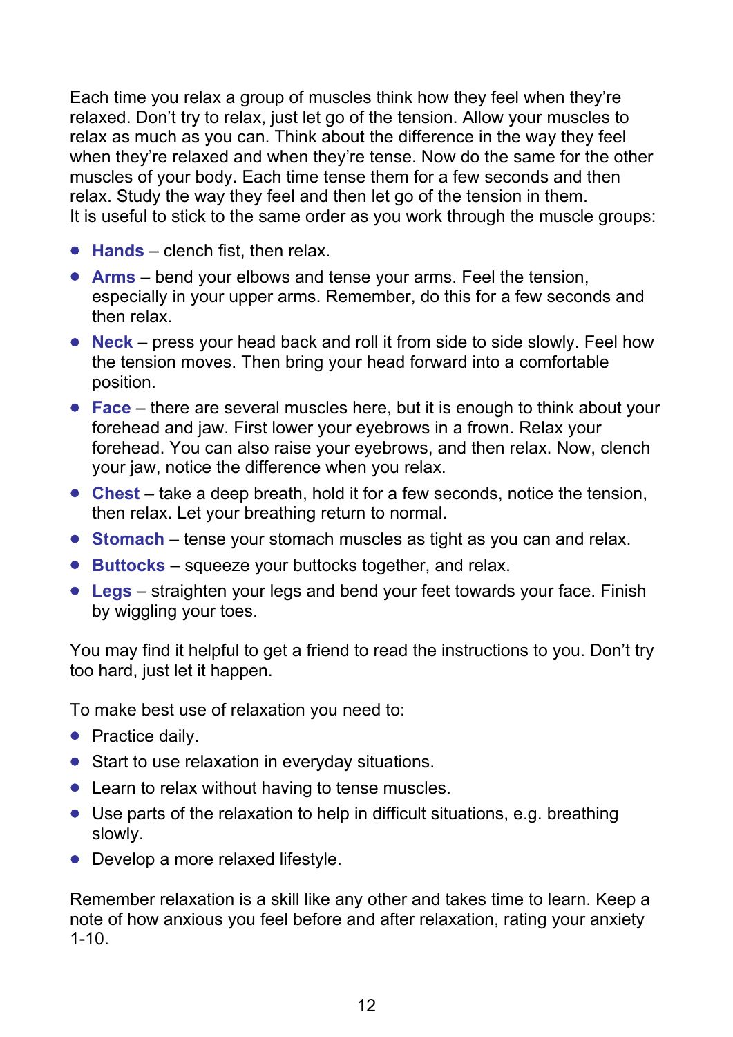Each time you relax a group of muscles think how they feel when they're relaxed. Don't try to relax, just let go of the tension. Allow your muscles to relax as much as you can. Think about the difference in the way they feel when they're relaxed and when they're tense. Now do the same for the other muscles of your body. Each time tense them for a few seconds and then relax. Study the way they feel and then let go of the tension in them.
It is useful to stick to the same order as you work through the muscle groups:

- **Hands** – clench fist, then relax.
- **Arms** – bend your elbows and tense your arms. Feel the tension, especially in your upper arms. Remember, do this for a few seconds and then relax.
- **Neck** – press your head back and roll it from side to side slowly. Feel how the tension moves. Then bring your head forward into a comfortable position.
- **Face** – there are several muscles here, but it is enough to think about your forehead and jaw. First lower your eyebrows in a frown. Relax your forehead. You can also raise your eyebrows, and then relax. Now, clench your jaw, notice the difference when you relax.
- **Chest** – take a deep breath, hold it for a few seconds, notice the tension, then relax. Let your breathing return to normal.
- **Stomach** – tense your stomach muscles as tight as you can and relax.
- **Buttocks** – squeeze your buttocks together, and relax.
- **Legs** – straighten your legs and bend your feet towards your face. Finish by wiggling your toes.

You may find it helpful to get a friend to read the instructions to you. Don't try too hard, just let it happen.

To make best use of relaxation you need to:

- Practice daily.
- Start to use relaxation in everyday situations.
- Learn to relax without having to tense muscles.
- Use parts of the relaxation to help in difficult situations, e.g. breathing slowly.
- Develop a more relaxed lifestyle.

Remember relaxation is a skill like any other and takes time to learn. Keep a note of how anxious you feel before and after relaxation, rating your anxiety 1-10.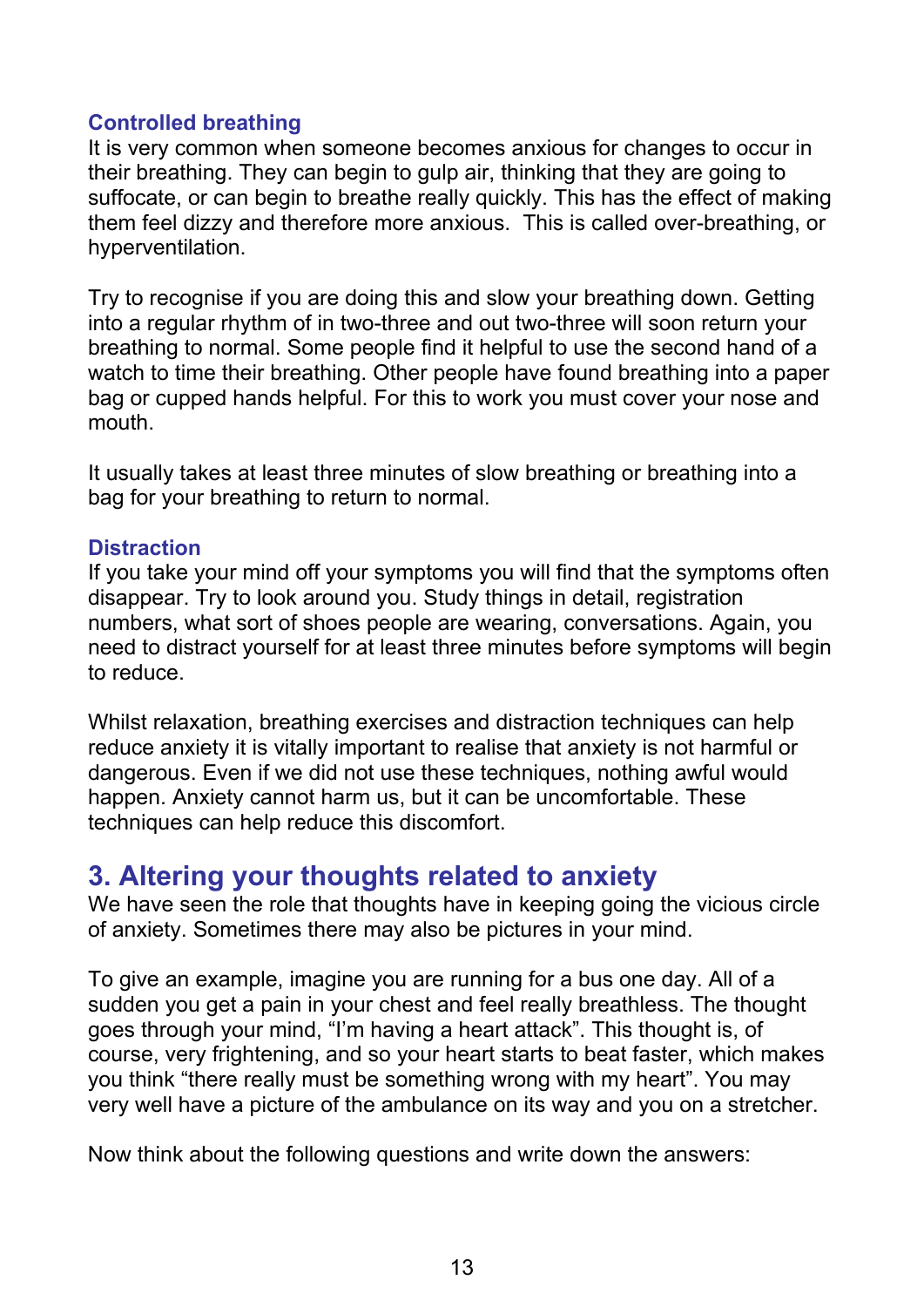### Controlled breathing

It is very common when someone becomes anxious for changes to occur in their breathing. They can begin to gulp air, thinking that they are going to suffocate, or can begin to breathe really quickly. This has the effect of making them feel dizzy and therefore more anxious.  This is called over-breathing, or hyperventilation.

Try to recognise if you are doing this and slow your breathing down. Getting into a regular rhythm of in two-three and out two-three will soon return your breathing to normal. Some people find it helpful to use the second hand of a watch to time their breathing. Other people have found breathing into a paper bag or cupped hands helpful. For this to work you must cover your nose and mouth.

It usually takes at least three minutes of slow breathing or breathing into a bag for your breathing to return to normal.

### Distraction

If you take your mind off your symptoms you will find that the symptoms often disappear. Try to look around you. Study things in detail, registration numbers, what sort of shoes people are wearing, conversations. Again, you need to distract yourself for at least three minutes before symptoms will begin to reduce.

Whilst relaxation, breathing exercises and distraction techniques can help reduce anxiety it is vitally important to realise that anxiety is not harmful or dangerous. Even if we did not use these techniques, nothing awful would happen. Anxiety cannot harm us, but it can be uncomfortable. These techniques can help reduce this discomfort.

## 3. Altering your thoughts related to anxiety

We have seen the role that thoughts have in keeping going the vicious circle of anxiety. Sometimes there may also be pictures in your mind.

To give an example, imagine you are running for a bus one day. All of a sudden you get a pain in your chest and feel really breathless. The thought goes through your mind, “I'm having a heart attack”. This thought is, of course, very frightening, and so your heart starts to beat faster, which makes you think “there really must be something wrong with my heart”. You may very well have a picture of the ambulance on its way and you on a stretcher.

Now think about the following questions and write down the answers: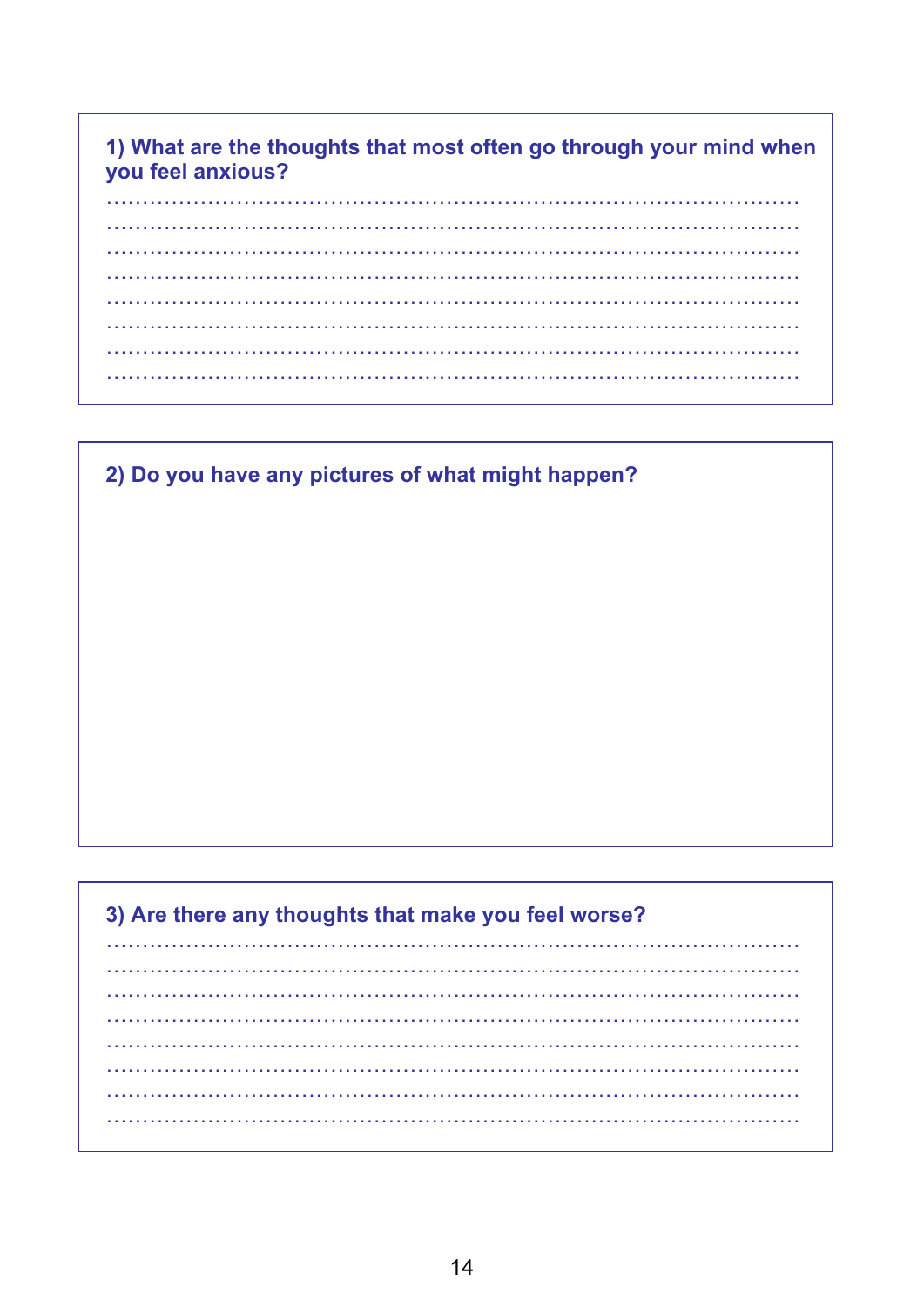**1) What are the thoughts that most often go through your mind when you feel anxious?**

…………………………………………………………………………………………
…………………………………………………………………………………………
…………………………………………………………………………………………
…………………………………………………………………………………………
…………………………………………………………………………………………
…………………………………………………………………………………………
…………………………………………………………………………………………
…………………………………………………………………………………………

**2) Do you have any pictures of what might happen?**

**3) Are there any thoughts that make you feel worse?**

…………………………………………………………………………………………
…………………………………………………………………………………………
…………………………………………………………………………………………
…………………………………………………………………………………………
…………………………………………………………………………………………
…………………………………………………………………………………………
…………………………………………………………………………………………
…………………………………………………………………………………………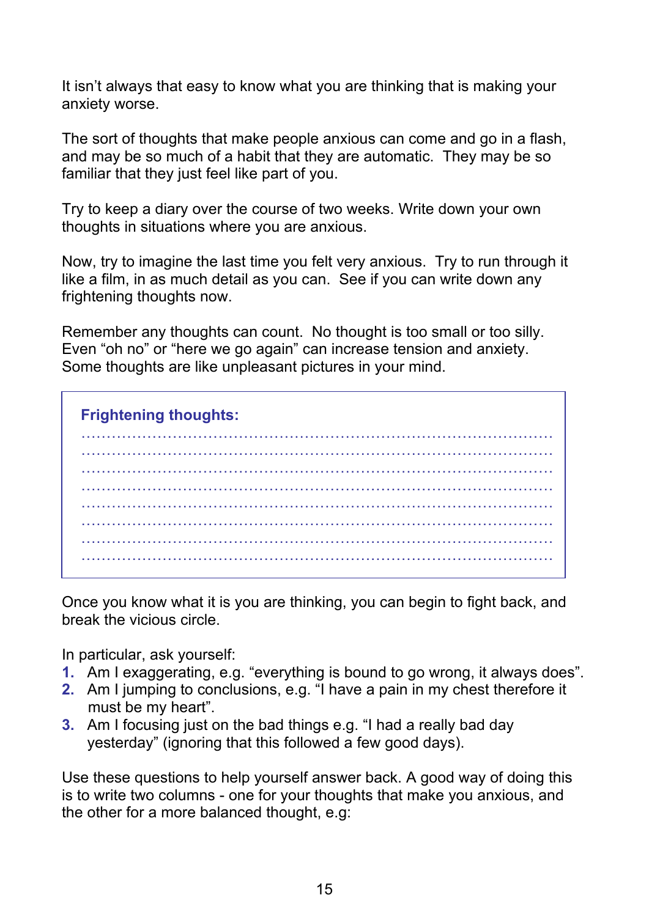It isn’t always that easy to know what you are thinking that is making your anxiety worse.

The sort of thoughts that make people anxious can come and go in a flash, and may be so much of a habit that they are automatic. They may be so familiar that they just feel like part of you.

Try to keep a diary over the course of two weeks. Write down your own thoughts in situations where you are anxious.

Now, try to imagine the last time you felt very anxious. Try to run through it like a film, in as much detail as you can. See if you can write down any frightening thoughts now.

Remember any thoughts can count. No thought is too small or too silly. Even “oh no” or “here we go again” can increase tension and anxiety. Some thoughts are like unpleasant pictures in your mind.

**Frightening thoughts:**

..................................................................................................

..................................................................................................

..................................................................................................

..................................................................................................

..................................................................................................

..................................................................................................

..................................................................................................

..................................................................................................

Once you know what it is you are thinking, you can begin to fight back, and break the vicious circle.

In particular, ask yourself:

1. Am I exaggerating, e.g. “everything is bound to go wrong, it always does”.
2. Am I jumping to conclusions, e.g. “I have a pain in my chest therefore it must be my heart”.
3. Am I focusing just on the bad things e.g. “I had a really bad day yesterday” (ignoring that this followed a few good days).

Use these questions to help yourself answer back. A good way of doing this is to write two columns - one for your thoughts that make you anxious, and the other for a more balanced thought, e.g: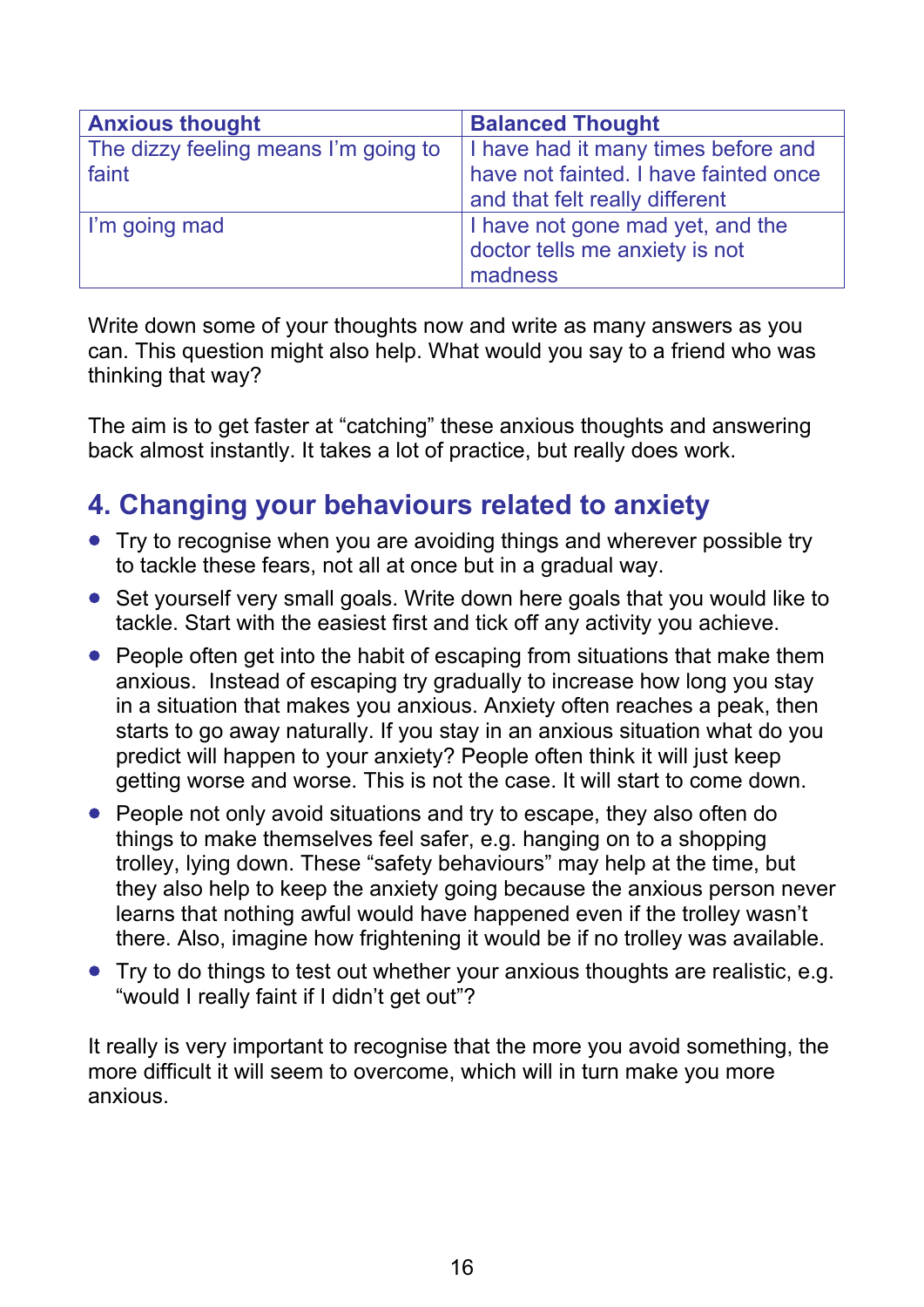| Anxious thought | Balanced Thought |
| --- | --- |
| The dizzy feeling means I'm going to faint | I have had it many times before and have not fainted. I have fainted once and that felt really different |
| I'm going mad | I have not gone mad yet, and the doctor tells me anxiety is not madness |

Write down some of your thoughts now and write as many answers as you can. This question might also help. What would you say to a friend who was thinking that way?

The aim is to get faster at "catching" these anxious thoughts and answering back almost instantly. It takes a lot of practice, but really does work.

## 4. Changing your behaviours related to anxiety

- Try to recognise when you are avoiding things and wherever possible try to tackle these fears, not all at once but in a gradual way.
- Set yourself very small goals. Write down here goals that you would like to tackle. Start with the easiest first and tick off any activity you achieve.
- People often get into the habit of escaping from situations that make them anxious. Instead of escaping try gradually to increase how long you stay in a situation that makes you anxious. Anxiety often reaches a peak, then starts to go away naturally. If you stay in an anxious situation what do you predict will happen to your anxiety? People often think it will just keep getting worse and worse. This is not the case. It will start to come down.
- People not only avoid situations and try to escape, they also often do things to make themselves feel safer, e.g. hanging on to a shopping trolley, lying down. These "safety behaviours" may help at the time, but they also help to keep the anxiety going because the anxious person never learns that nothing awful would have happened even if the trolley wasn't there. Also, imagine how frightening it would be if no trolley was available.
- Try to do things to test out whether your anxious thoughts are realistic, e.g. "would I really faint if I didn't get out"?

It really is very important to recognise that the more you avoid something, the more difficult it will seem to overcome, which will in turn make you more anxious.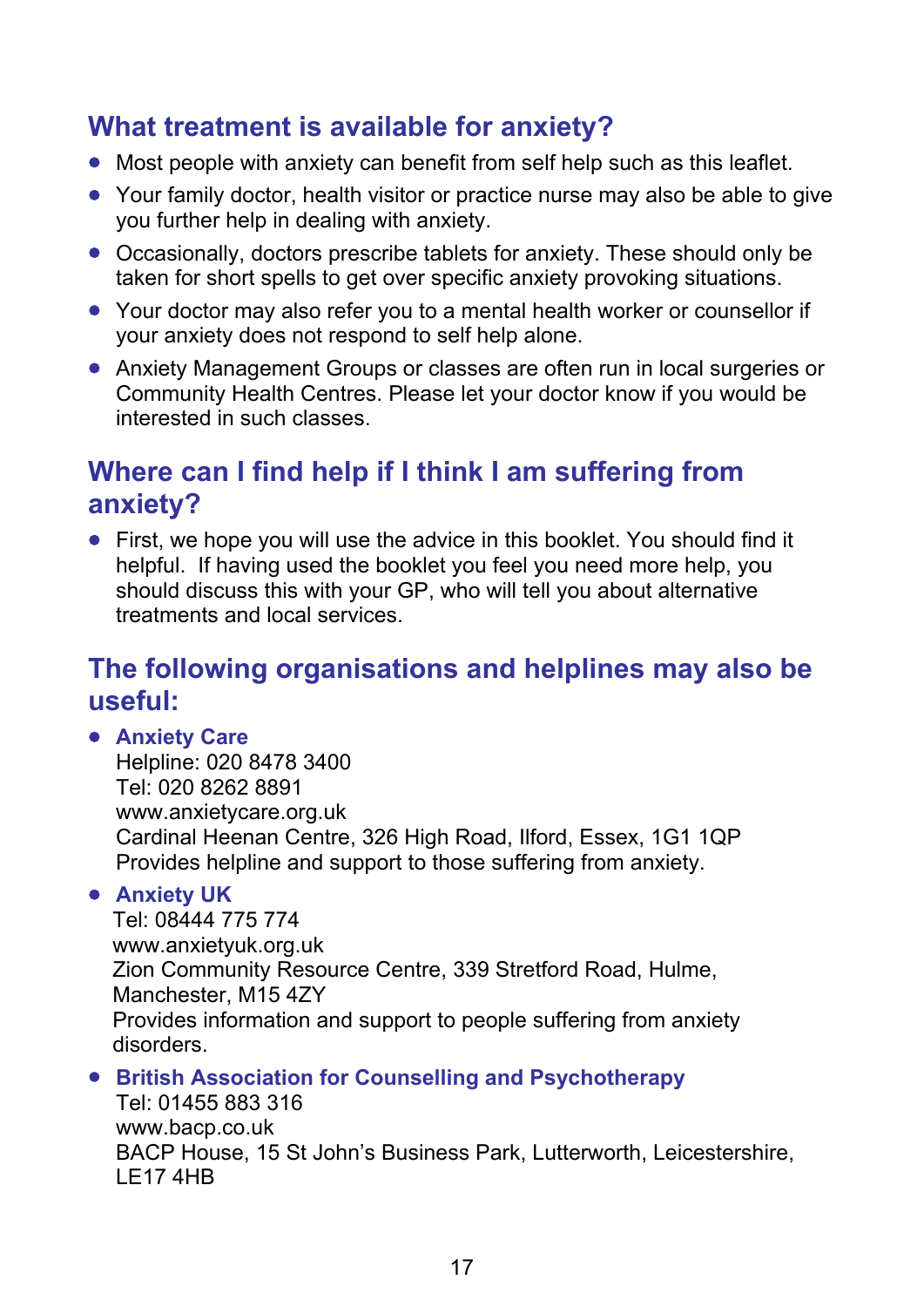## What treatment is available for anxiety?

- Most people with anxiety can benefit from self help such as this leaflet.
- Your family doctor, health visitor or practice nurse may also be able to give you further help in dealing with anxiety.
- Occasionally, doctors prescribe tablets for anxiety. These should only be taken for short spells to get over specific anxiety provoking situations.
- Your doctor may also refer you to a mental health worker or counsellor if your anxiety does not respond to self help alone.
- Anxiety Management Groups or classes are often run in local surgeries or Community Health Centres. Please let your doctor know if you would be interested in such classes.

## Where can I find help if I think I am suffering from anxiety?

- First, we hope you will use the advice in this booklet. You should find it helpful. If having used the booklet you feel you need more help, you should discuss this with your GP, who will tell you about alternative treatments and local services.

## The following organisations and helplines may also be useful:

- **Anxiety Care**
  Helpline: 020 8478 3400
  Tel: 020 8262 8891
  www.anxietycare.org.uk
  Cardinal Heenan Centre, 326 High Road, Ilford, Essex, 1G1 1QP
  Provides helpline and support to those suffering from anxiety.
- **Anxiety UK**
  Tel: 08444 775 774
  www.anxietyuk.org.uk
  Zion Community Resource Centre, 339 Stretford Road, Hulme, Manchester, M15 4ZY
  Provides information and support to people suffering from anxiety disorders.
- **British Association for Counselling and Psychotherapy**
  Tel: 01455 883 316
  www.bacp.co.uk
  BACP House, 15 St John's Business Park, Lutterworth, Leicestershire, LE17 4HB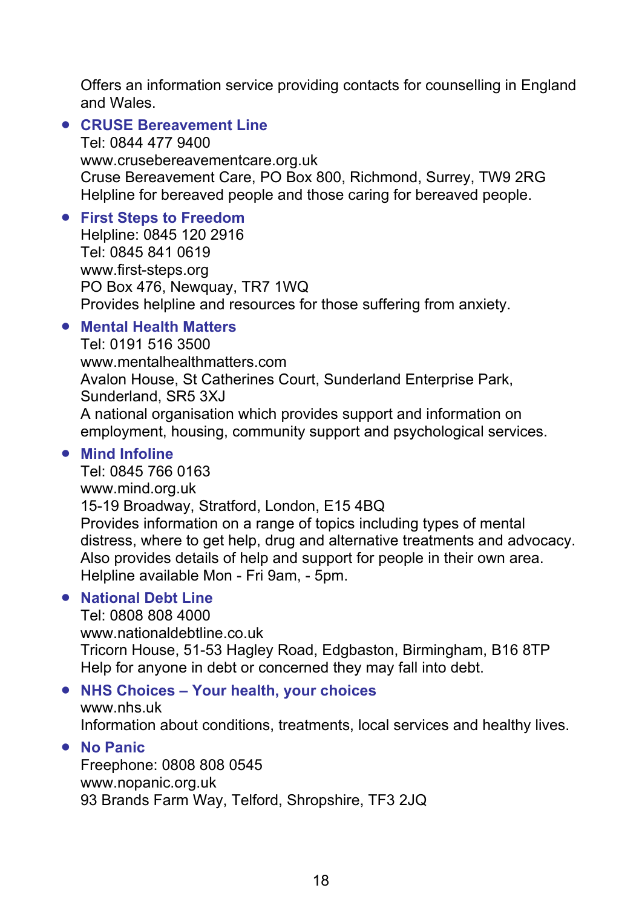Offers an information service providing contacts for counselling in England and Wales.

- **CRUSE Bereavement Line**
  Tel: 0844 477 9400
  www.crusebereavementcare.org.uk
  Cruse Bereavement Care, PO Box 800, Richmond, Surrey, TW9 2RG
  Helpline for bereaved people and those caring for bereaved people.

- **First Steps to Freedom**
  Helpline: 0845 120 2916
  Tel: 0845 841 0619
  www.first-steps.org
  PO Box 476, Newquay, TR7 1WQ
  Provides helpline and resources for those suffering from anxiety.

- **Mental Health Matters**
  Tel: 0191 516 3500
  www.mentalhealthmatters.com
  Avalon House, St Catherines Court, Sunderland Enterprise Park, Sunderland, SR5 3XJ
  A national organisation which provides support and information on employment, housing, community support and psychological services.

- **Mind Infoline**
  Tel: 0845 766 0163
  www.mind.org.uk
  15-19 Broadway, Stratford, London, E15 4BQ
  Provides information on a range of topics including types of mental distress, where to get help, drug and alternative treatments and advocacy. Also provides details of help and support for people in their own area. Helpline available Mon - Fri 9am, - 5pm.

- **National Debt Line**
  Tel: 0808 808 4000
  www.nationaldebtline.co.uk
  Tricorn House, 51-53 Hagley Road, Edgbaston, Birmingham, B16 8TP
  Help for anyone in debt or concerned they may fall into debt.

- **NHS Choices – Your health, your choices**
  www.nhs.uk
  Information about conditions, treatments, local services and healthy lives.

- **No Panic**
  Freephone: 0808 808 0545
  www.nopanic.org.uk
  93 Brands Farm Way, Telford, Shropshire, TF3 2JQ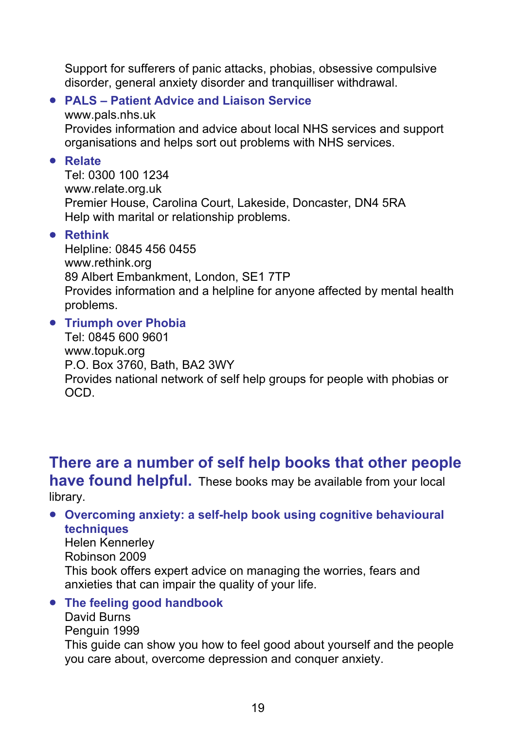Support for sufferers of panic attacks, phobias, obsessive compulsive disorder, general anxiety disorder and tranquilliser withdrawal.

- **PALS – Patient Advice and Liaison Service**
  www.pals.nhs.uk
  Provides information and advice about local NHS services and support organisations and helps sort out problems with NHS services.

- **Relate**
  Tel: 0300 100 1234
  www.relate.org.uk
  Premier House, Carolina Court, Lakeside, Doncaster, DN4 5RA
  Help with marital or relationship problems.

- **Rethink**
  Helpline: 0845 456 0455
  www.rethink.org
  89 Albert Embankment, London, SE1 7TP
  Provides information and a helpline for anyone affected by mental health problems.

- **Triumph over Phobia**
  Tel: 0845 600 9601
  www.topuk.org
  P.O. Box 3760, Bath, BA2 3WY
  Provides national network of self help groups for people with phobias or OCD.

## There are a number of self help books that other people have found helpful.

These books may be available from your local library.

- **Overcoming anxiety: a self-help book using cognitive behavioural techniques**
  Helen Kennerley
  Robinson 2009
  This book offers expert advice on managing the worries, fears and anxieties that can impair the quality of your life.

- **The feeling good handbook**
  David Burns
  Penguin 1999
  This guide can show you how to feel good about yourself and the people you care about, overcome depression and conquer anxiety.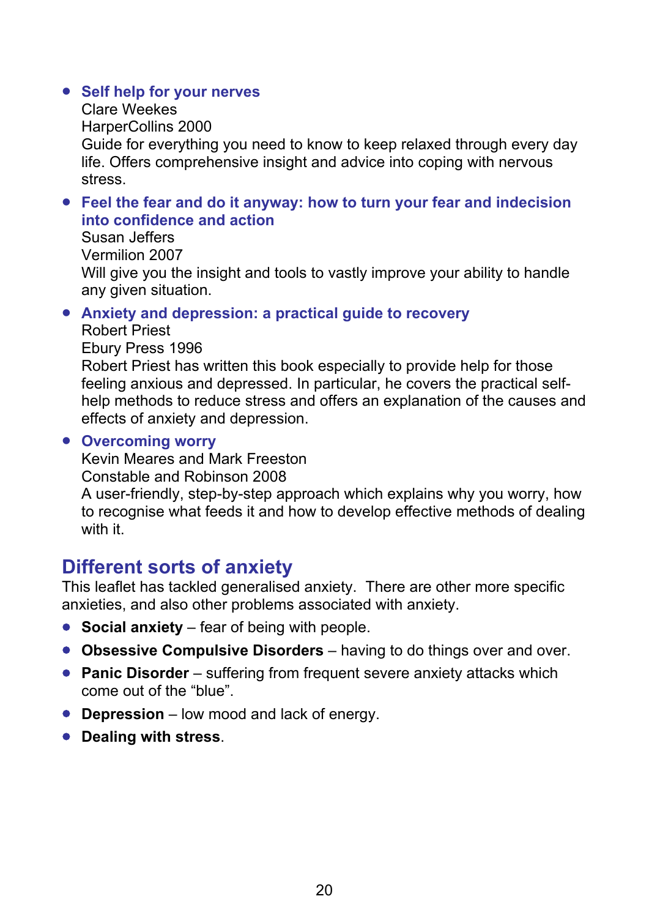- **Self help for your nerves**
  Clare Weekes
  HarperCollins 2000
  Guide for everything you need to know to keep relaxed through every day life. Offers comprehensive insight and advice into coping with nervous stress.

- **Feel the fear and do it anyway: how to turn your fear and indecision into confidence and action**
  Susan Jeffers
  Vermilion 2007
  Will give you the insight and tools to vastly improve your ability to handle any given situation.

- **Anxiety and depression: a practical guide to recovery**
  Robert Priest
  Ebury Press 1996
  Robert Priest has written this book especially to provide help for those feeling anxious and depressed. In particular, he covers the practical self-help methods to reduce stress and offers an explanation of the causes and effects of anxiety and depression.

- **Overcoming worry**
  Kevin Meares and Mark Freeston
  Constable and Robinson 2008
  A user-friendly, step-by-step approach which explains why you worry, how to recognise what feeds it and how to develop effective methods of dealing with it.

## Different sorts of anxiety

This leaflet has tackled generalised anxiety. There are other more specific anxieties, and also other problems associated with anxiety.

- **Social anxiety** – fear of being with people.
- **Obsessive Compulsive Disorders** – having to do things over and over.
- **Panic Disorder** – suffering from frequent severe anxiety attacks which come out of the "blue".
- **Depression** – low mood and lack of energy.
- **Dealing with stress**.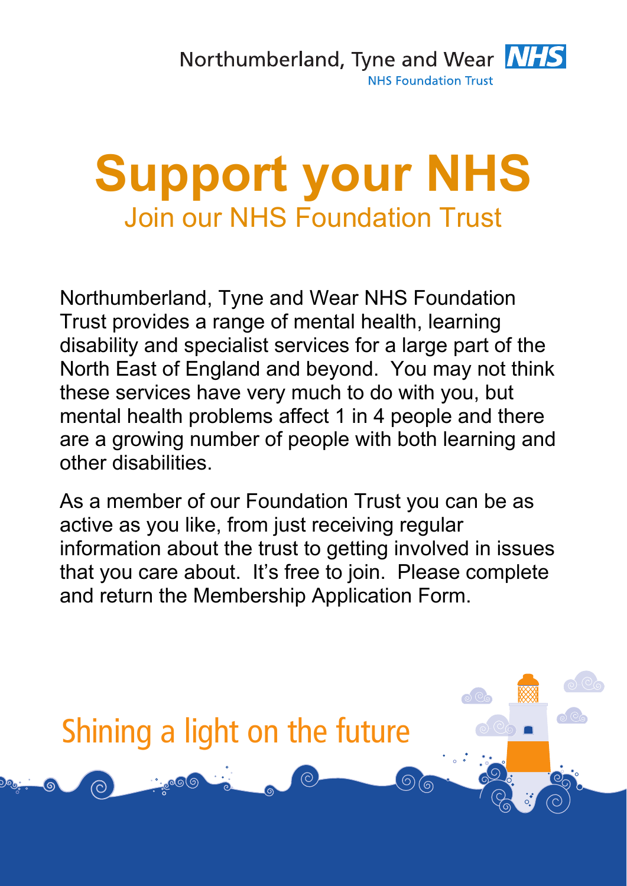Northumberland, Tyne and Wear NHS Foundation Trust

# Support your NHS

## Join our NHS Foundation Trust

Northumberland, Tyne and Wear NHS Foundation Trust provides a range of mental health, learning disability and specialist services for a large part of the North East of England and beyond. You may not think these services have very much to do with you, but mental health problems affect 1 in 4 people and there are a growing number of people with both learning and other disabilities.

As a member of our Foundation Trust you can be as active as you like, from just receiving regular information about the trust to getting involved in issues that you care about. It's free to join. Please complete and return the Membership Application Form.

Shining a light on the future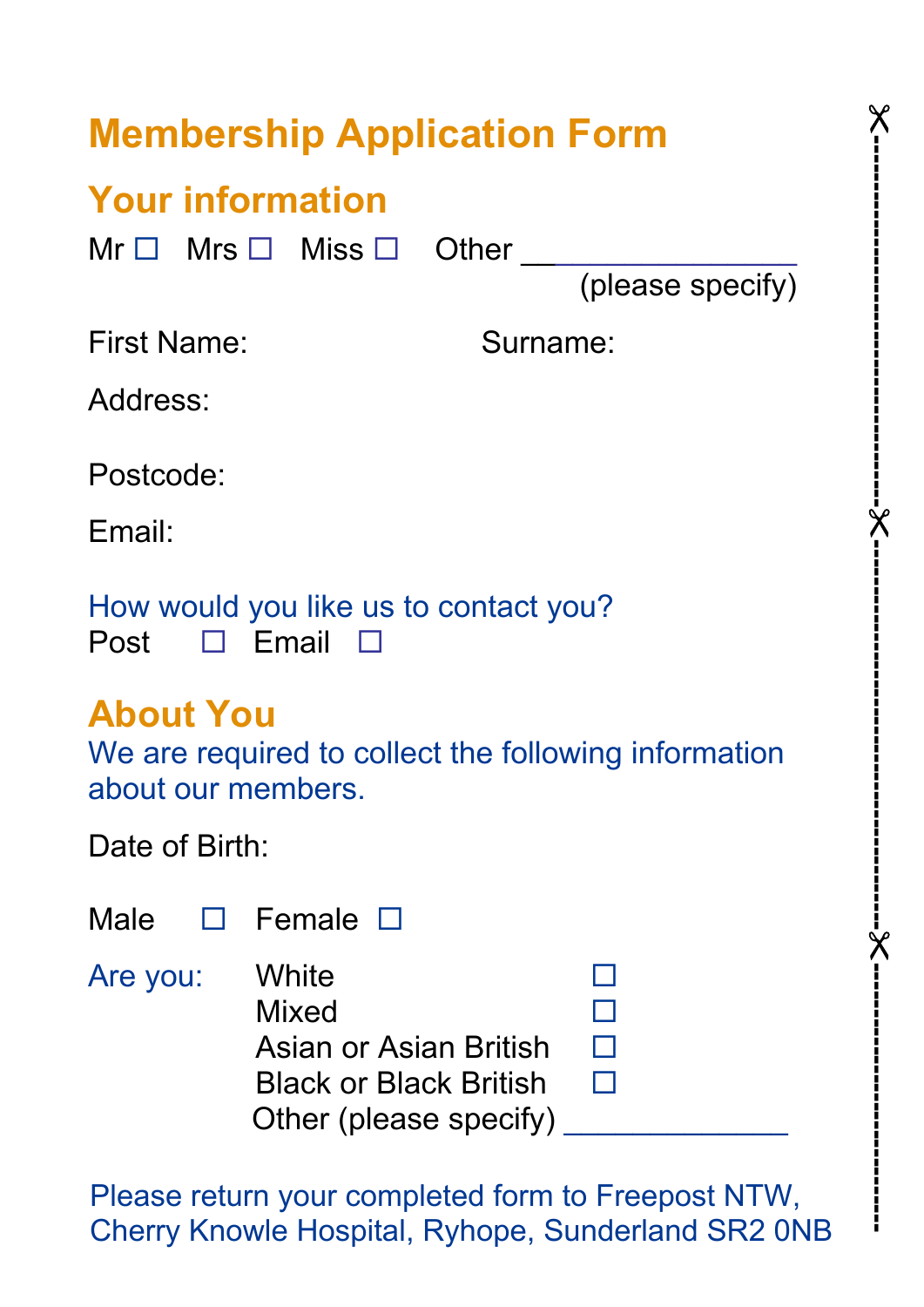# Membership Application Form

## Your information

Mr ☐ Mrs ☐ Miss ☐ Other ________________
(please specify)

First Name: Surname:

Address:

Postcode:

Email:

How would you like us to contact you?

Post ☐ Email ☐

## About You

We are required to collect the following information about our members.

Date of Birth:

Male ☐ Female ☐

Are you:

- White ☐
- Mixed ☐
- Asian or Asian British ☐
- Black or Black British ☐
- Other (please specify) ______________

Please return your completed form to Freepost NTW, Cherry Knowle Hospital, Ryhope, Sunderland SR2 0NB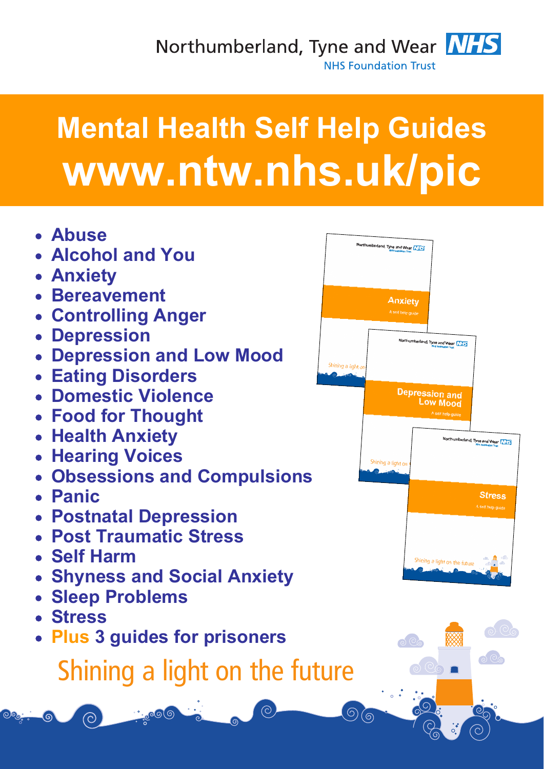Northumberland, Tyne and Wear NHS Foundation Trust

# Mental Health Self Help Guides
# www.ntw.nhs.uk/pic

- **Abuse**
- **Alcohol and You**
- **Anxiety**
- **Bereavement**
- **Controlling Anger**
- **Depression**
- **Depression and Low Mood**
- **Eating Disorders**
- **Domestic Violence**
- **Food for Thought**
- **Health Anxiety**
- **Hearing Voices**
- **Obsessions and Compulsions**
- **Panic**
- **Postnatal Depression**
- **Post Traumatic Stress**
- **Self Harm**
- **Shyness and Social Anxiety**
- **Sleep Problems**
- **Stress**
- **Plus 3 guides for prisoners**

Shining a light on the future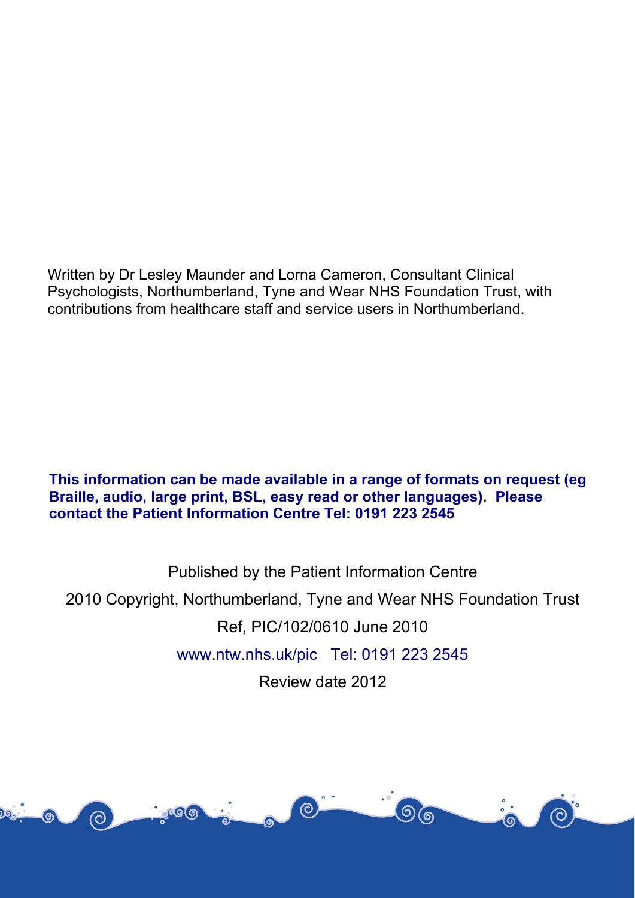Written by Dr Lesley Maunder and Lorna Cameron, Consultant Clinical Psychologists, Northumberland, Tyne and Wear NHS Foundation Trust, with contributions from healthcare staff and service users in Northumberland.

**This information can be made available in a range of formats on request (eg Braille, audio, large print, BSL, easy read or other languages). Please contact the Patient Information Centre Tel: 0191 223 2545**

Published by the Patient Information Centre

2010 Copyright, Northumberland, Tyne and Wear NHS Foundation Trust

Ref, PIC/102/0610 June 2010

www.ntw.nhs.uk/pic Tel: 0191 223 2545

Review date 2012